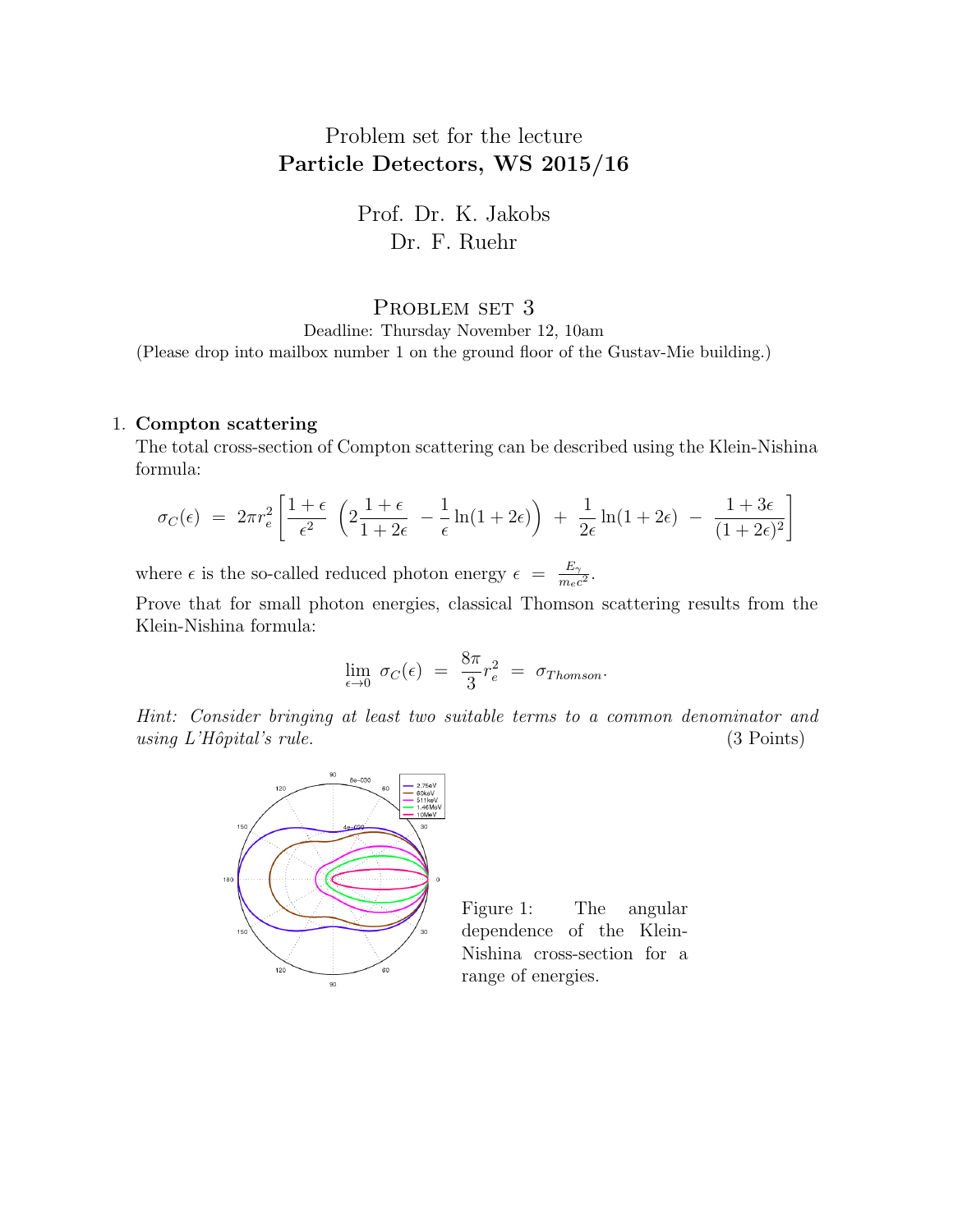Problem set for the lecture
**Particle Detectors, WS 2015/16**

Prof. Dr. K. Jakobs
Dr. F. Ruehr

# Problem set 3

Deadline: Thursday November 12, 10am
(Please drop into mailbox number 1 on the ground floor of the Gustav-Mie building.)

1. **Compton scattering**

   The total cross-section of Compton scattering can be described using the Klein-Nishina formula:

$$\sigma_C(\epsilon) \;=\; 2\pi r_e^2 \left[ \frac{1+\epsilon}{\epsilon^2} \; \left( 2\frac{1+\epsilon}{1+2\epsilon} \; - \frac{1}{\epsilon}\ln(1+2\epsilon) \right) \; + \; \frac{1}{2\epsilon}\ln(1+2\epsilon) \; - \; \frac{1+3\epsilon}{(1+2\epsilon)^2} \right]$$

   where $\epsilon$ is the so-called reduced photon energy $\epsilon \;=\; \frac{E_\gamma}{m_e c^2}$.

   Prove that for small photon energies, classical Thomson scattering results from the Klein-Nishina formula:

$$\lim_{\epsilon \to 0} \; \sigma_C(\epsilon) \;=\; \frac{8\pi}{3} r_e^2 \;=\; \sigma_{Thomson}.$$

   *Hint: Consider bringing at least two suitable terms to a common denominator and using L'Hôpital's rule.* (3 Points)

Figure 1: The angular dependence of the Klein-Nishina cross-section for a range of energies.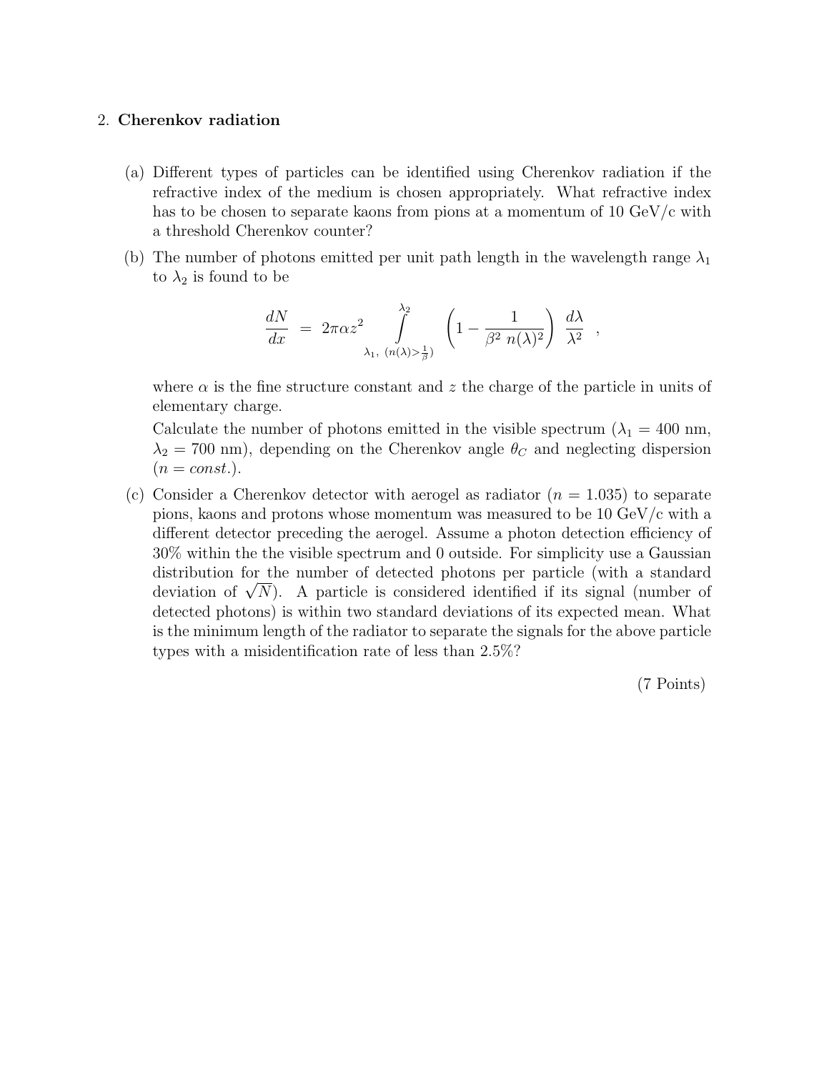2. **Cherenkov radiation**

(a) Different types of particles can be identified using Cherenkov radiation if the refractive index of the medium is chosen appropriately. What refractive index has to be chosen to separate kaons from pions at a momentum of 10 GeV/c with a threshold Cherenkov counter?

(b) The number of photons emitted per unit path length in the wavelength range $\lambda_1$ to $\lambda_2$ is found to be

$$\frac{dN}{dx} = 2\pi\alpha z^2 \int\limits_{\lambda_1,\ (n(\lambda)>\frac{1}{\beta})}^{\lambda_2} \left(1 - \frac{1}{\beta^2\, n(\lambda)^2}\right) \frac{d\lambda}{\lambda^2} ,$$

where $\alpha$ is the fine structure constant and $z$ the charge of the particle in units of elementary charge.

Calculate the number of photons emitted in the visible spectrum ($\lambda_1 = 400$ nm, $\lambda_2 = 700$ nm), depending on the Cherenkov angle $\theta_C$ and neglecting dispersion ($n = const.$).

(c) Consider a Cherenkov detector with aerogel as radiator ($n = 1.035$) to separate pions, kaons and protons whose momentum was measured to be 10 GeV/c with a different detector preceding the aerogel. Assume a photon detection efficiency of 30% within the the visible spectrum and 0 outside. For simplicity use a Gaussian distribution for the number of detected photons per particle (with a standard deviation of $\sqrt{N}$). A particle is considered identified if its signal (number of detected photons) is within two standard deviations of its expected mean. What is the minimum length of the radiator to separate the signals for the above particle types with a misidentification rate of less than 2.5%?

(7 Points)